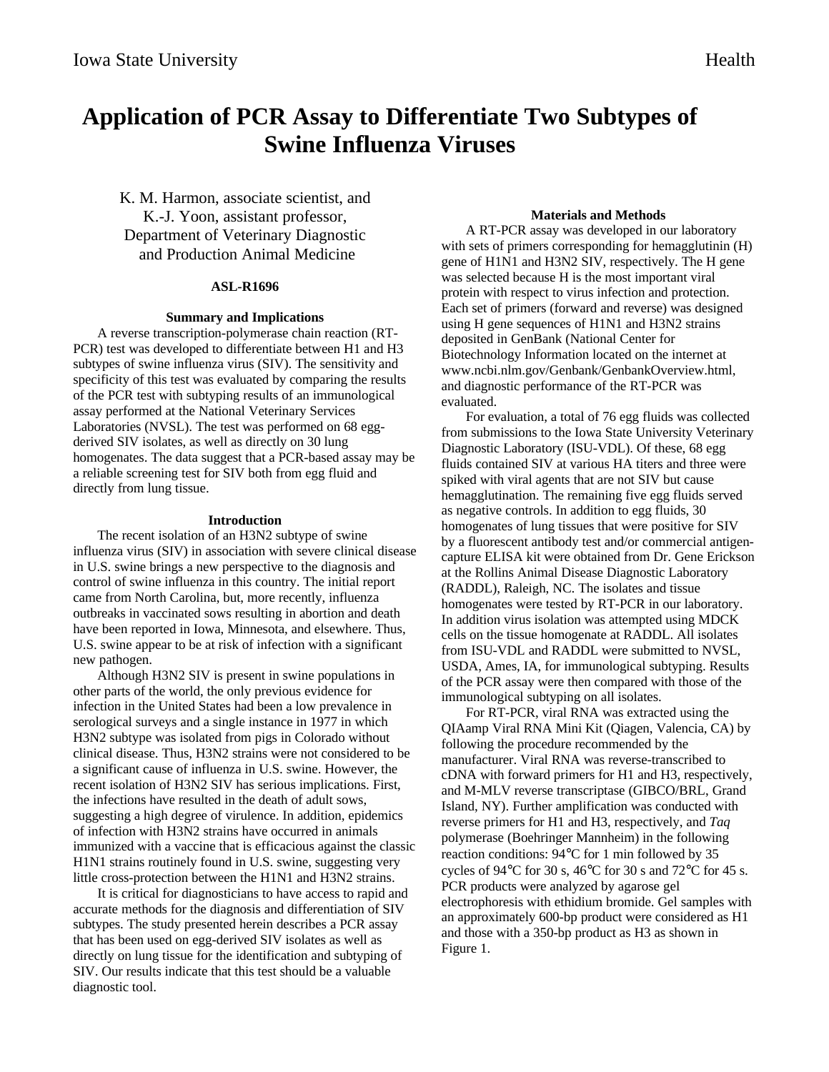# Application of PCR Assay to Differentiate Two Subtypes of Swine Influenza Viruses

K. M. Harmon, associate scientist, and
K.-J. Yoon, assistant professor,
Department of Veterinary Diagnostic and Production Animal Medicine

**ASL-R1696**

## Summary and Implications

A reverse transcription-polymerase chain reaction (RT-PCR) test was developed to differentiate between H1 and H3 subtypes of swine influenza virus (SIV). The sensitivity and specificity of this test was evaluated by comparing the results of the PCR test with subtyping results of an immunological assay performed at the National Veterinary Services Laboratories (NVSL). The test was performed on 68 egg-derived SIV isolates, as well as directly on 30 lung homogenates. The data suggest that a PCR-based assay may be a reliable screening test for SIV both from egg fluid and directly from lung tissue.

## Introduction

The recent isolation of an H3N2 subtype of swine influenza virus (SIV) in association with severe clinical disease in U.S. swine brings a new perspective to the diagnosis and control of swine influenza in this country. The initial report came from North Carolina, but, more recently, influenza outbreaks in vaccinated sows resulting in abortion and death have been reported in Iowa, Minnesota, and elsewhere. Thus, U.S. swine appear to be at risk of infection with a significant new pathogen.

Although H3N2 SIV is present in swine populations in other parts of the world, the only previous evidence for infection in the United States had been a low prevalence in serological surveys and a single instance in 1977 in which H3N2 subtype was isolated from pigs in Colorado without clinical disease. Thus, H3N2 strains were not considered to be a significant cause of influenza in U.S. swine. However, the recent isolation of H3N2 SIV has serious implications. First, the infections have resulted in the death of adult sows, suggesting a high degree of virulence. In addition, epidemics of infection with H3N2 strains have occurred in animals immunized with a vaccine that is efficacious against the classic H1N1 strains routinely found in U.S. swine, suggesting very little cross-protection between the H1N1 and H3N2 strains.

It is critical for diagnosticians to have access to rapid and accurate methods for the diagnosis and differentiation of SIV subtypes. The study presented herein describes a PCR assay that has been used on egg-derived SIV isolates as well as directly on lung tissue for the identification and subtyping of SIV. Our results indicate that this test should be a valuable diagnostic tool.

## Materials and Methods

A RT-PCR assay was developed in our laboratory with sets of primers corresponding for hemagglutinin (H) gene of H1N1 and H3N2 SIV, respectively. The H gene was selected because H is the most important viral protein with respect to virus infection and protection. Each set of primers (forward and reverse) was designed using H gene sequences of H1N1 and H3N2 strains deposited in GenBank (National Center for Biotechnology Information located on the internet at www.ncbi.nlm.gov/Genbank/GenbankOverview.html, and diagnostic performance of the RT-PCR was evaluated.

For evaluation, a total of 76 egg fluids was collected from submissions to the Iowa State University Veterinary Diagnostic Laboratory (ISU-VDL). Of these, 68 egg fluids contained SIV at various HA titers and three were spiked with viral agents that are not SIV but cause hemagglutination. The remaining five egg fluids served as negative controls. In addition to egg fluids, 30 homogenates of lung tissues that were positive for SIV by a fluorescent antibody test and/or commercial antigen-capture ELISA kit were obtained from Dr. Gene Erickson at the Rollins Animal Disease Diagnostic Laboratory (RADDL), Raleigh, NC. The isolates and tissue homogenates were tested by RT-PCR in our laboratory. In addition virus isolation was attempted using MDCK cells on the tissue homogenate at RADDL. All isolates from ISU-VDL and RADDL were submitted to NVSL, USDA, Ames, IA, for immunological subtyping. Results of the PCR assay were then compared with those of the immunological subtyping on all isolates.

For RT-PCR, viral RNA was extracted using the QIAamp Viral RNA Mini Kit (Qiagen, Valencia, CA) by following the procedure recommended by the manufacturer. Viral RNA was reverse-transcribed to cDNA with forward primers for H1 and H3, respectively, and M-MLV reverse transcriptase (GIBCO/BRL, Grand Island, NY). Further amplification was conducted with reverse primers for H1 and H3, respectively, and *Taq* polymerase (Boehringer Mannheim) in the following reaction conditions: 94°C for 1 min followed by 35 cycles of 94°C for 30 s, 46°C for 30 s and 72°C for 45 s. PCR products were analyzed by agarose gel electrophoresis with ethidium bromide. Gel samples with an approximately 600-bp product were considered as H1 and those with a 350-bp product as H3 as shown in Figure 1.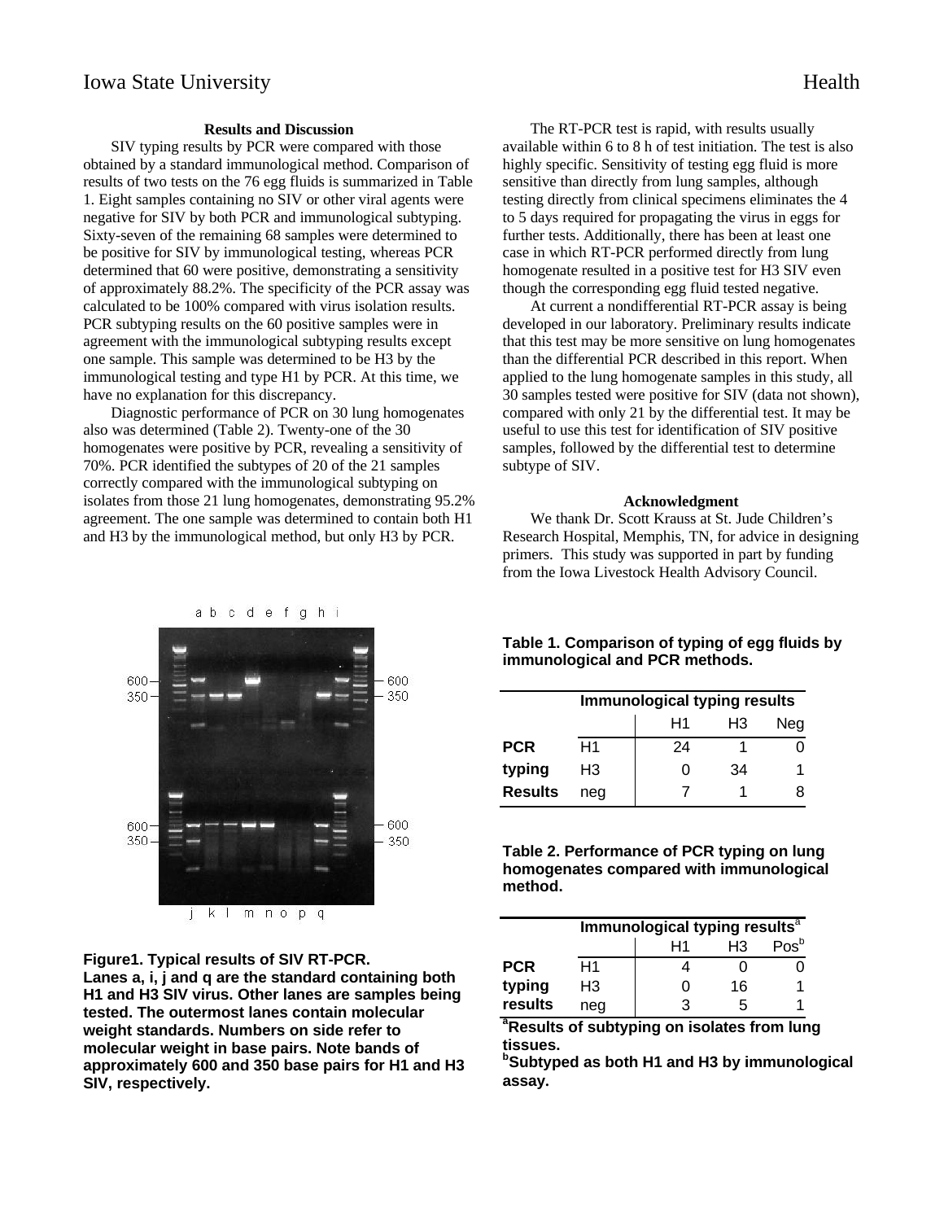### Results and Discussion

SIV typing results by PCR were compared with those obtained by a standard immunological method. Comparison of results of two tests on the 76 egg fluids is summarized in Table 1. Eight samples containing no SIV or other viral agents were negative for SIV by both PCR and immunological subtyping. Sixty-seven of the remaining 68 samples were determined to be positive for SIV by immunological testing, whereas PCR determined that 60 were positive, demonstrating a sensitivity of approximately 88.2%. The specificity of the PCR assay was calculated to be 100% compared with virus isolation results. PCR subtyping results on the 60 positive samples were in agreement with the immunological subtyping results except one sample. This sample was determined to be H3 by the immunological testing and type H1 by PCR. At this time, we have no explanation for this discrepancy.

Diagnostic performance of PCR on 30 lung homogenates also was determined (Table 2). Twenty-one of the 30 homogenates were positive by PCR, revealing a sensitivity of 70%. PCR identified the subtypes of 20 of the 21 samples correctly compared with the immunological subtyping on isolates from those 21 lung homogenates, demonstrating 95.2% agreement. The one sample was determined to contain both H1 and H3 by the immunological method, but only H3 by PCR.

The RT-PCR test is rapid, with results usually available within 6 to 8 h of test initiation. The test is also highly specific. Sensitivity of testing egg fluid is more sensitive than directly from lung samples, although testing directly from clinical specimens eliminates the 4 to 5 days required for propagating the virus in eggs for further tests. Additionally, there has been at least one case in which RT-PCR performed directly from lung homogenate resulted in a positive test for H3 SIV even though the corresponding egg fluid tested negative.

At current a nondifferential RT-PCR assay is being developed in our laboratory. Preliminary results indicate that this test may be more sensitive on lung homogenates than the differential PCR described in this report. When applied to the lung homogenate samples in this study, all 30 samples tested were positive for SIV (data not shown), compared with only 21 by the differential test. It may be useful to use this test for identification of SIV positive samples, followed by the differential test to determine subtype of SIV.

### Acknowledgment

We thank Dr. Scott Krauss at St. Jude Children's Research Hospital, Memphis, TN, for advice in designing primers. This study was supported in part by funding from the Iowa Livestock Health Advisory Council.

a b c d e f g h i

600 — 600
350 — 350

600 — 600
350 — 350

j k l m n o p q

**Figure1. Typical results of SIV RT-PCR. Lanes a, i, j and q are the standard containing both H1 and H3 SIV virus. Other lanes are samples being tested. The outermost lanes contain molecular weight standards. Numbers on side refer to molecular weight in base pairs. Note bands of approximately 600 and 350 base pairs for H1 and H3 SIV, respectively.**

**Table 1. Comparison of typing of egg fluids by immunological and PCR methods.**

| | | Immunological typing results | | |
|---|---|---|---|---|
| | | H1 | H3 | Neg |
| **PCR typing Results** | H1 | 24 | 1 | 0 |
| | H3 | 0 | 34 | 1 |
| | neg | 7 | 1 | 8 |

**Table 2. Performance of PCR typing on lung homogenates compared with immunological method.**

| | | Immunological typing results[a] | | |
|---|---|---|---|---|
| | | H1 | H3 | Pos[b] |
| **PCR typing results** | H1 | 4 | 0 | 0 |
| | H3 | 0 | 16 | 1 |
| | neg | 3 | 5 | 1 |

[a]Results of subtyping on isolates from lung tissues.

[b]Subtyped as both H1 and H3 by immunological assay.